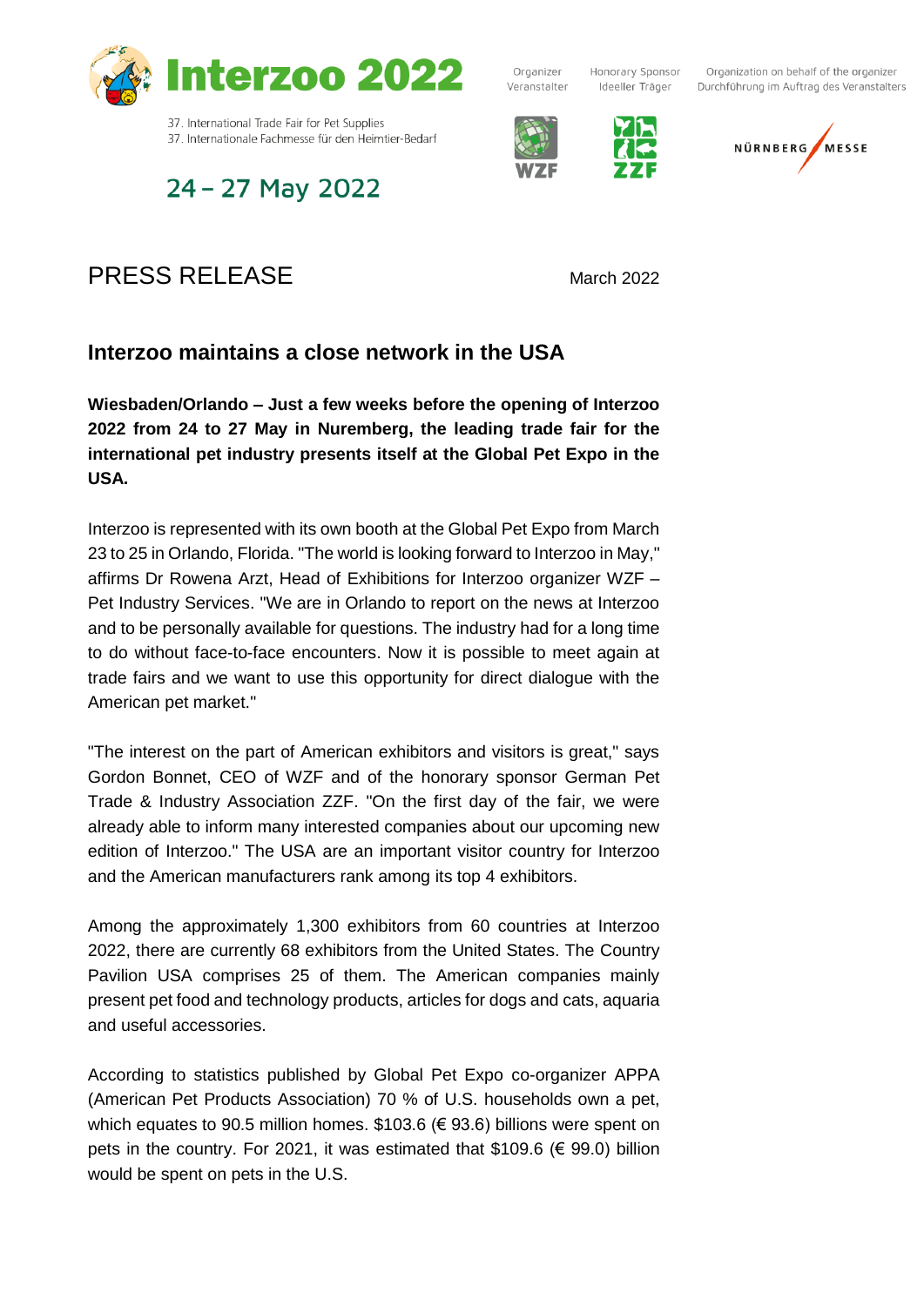Interzoo 2022

37. International Trade Fair for Pet Supplies
37. Internationale Fachmesse für den Heimtier-Bedarf

24 – 27 May 2022

Organizer
Veranstalter

Honorary Sponsor
Ideeller Träger

Organization on behalf of the organizer
Durchführung im Auftrag des Veranstalters

# PRESS RELEASE

March 2022

## Interzoo maintains a close network in the USA

**Wiesbaden/Orlando – Just a few weeks before the opening of Interzoo 2022 from 24 to 27 May in Nuremberg, the leading trade fair for the international pet industry presents itself at the Global Pet Expo in the USA.**

Interzoo is represented with its own booth at the Global Pet Expo from March 23 to 25 in Orlando, Florida. "The world is looking forward to Interzoo in May," affirms Dr Rowena Arzt, Head of Exhibitions for Interzoo organizer WZF – Pet Industry Services. "We are in Orlando to report on the news at Interzoo and to be personally available for questions. The industry had for a long time to do without face-to-face encounters. Now it is possible to meet again at trade fairs and we want to use this opportunity for direct dialogue with the American pet market."

"The interest on the part of American exhibitors and visitors is great," says Gordon Bonnet, CEO of WZF and of the honorary sponsor German Pet Trade & Industry Association ZZF. "On the first day of the fair, we were already able to inform many interested companies about our upcoming new edition of Interzoo." The USA are an important visitor country for Interzoo and the American manufacturers rank among its top 4 exhibitors.

Among the approximately 1,300 exhibitors from 60 countries at Interzoo 2022, there are currently 68 exhibitors from the United States. The Country Pavilion USA comprises 25 of them. The American companies mainly present pet food and technology products, articles for dogs and cats, aquaria and useful accessories.

According to statistics published by Global Pet Expo co-organizer APPA (American Pet Products Association) 70 % of U.S. households own a pet, which equates to 90.5 million homes. $103.6 (€ 93.6) billions were spent on pets in the country. For 2021, it was estimated that $109.6 (€ 99.0) billion would be spent on pets in the U.S.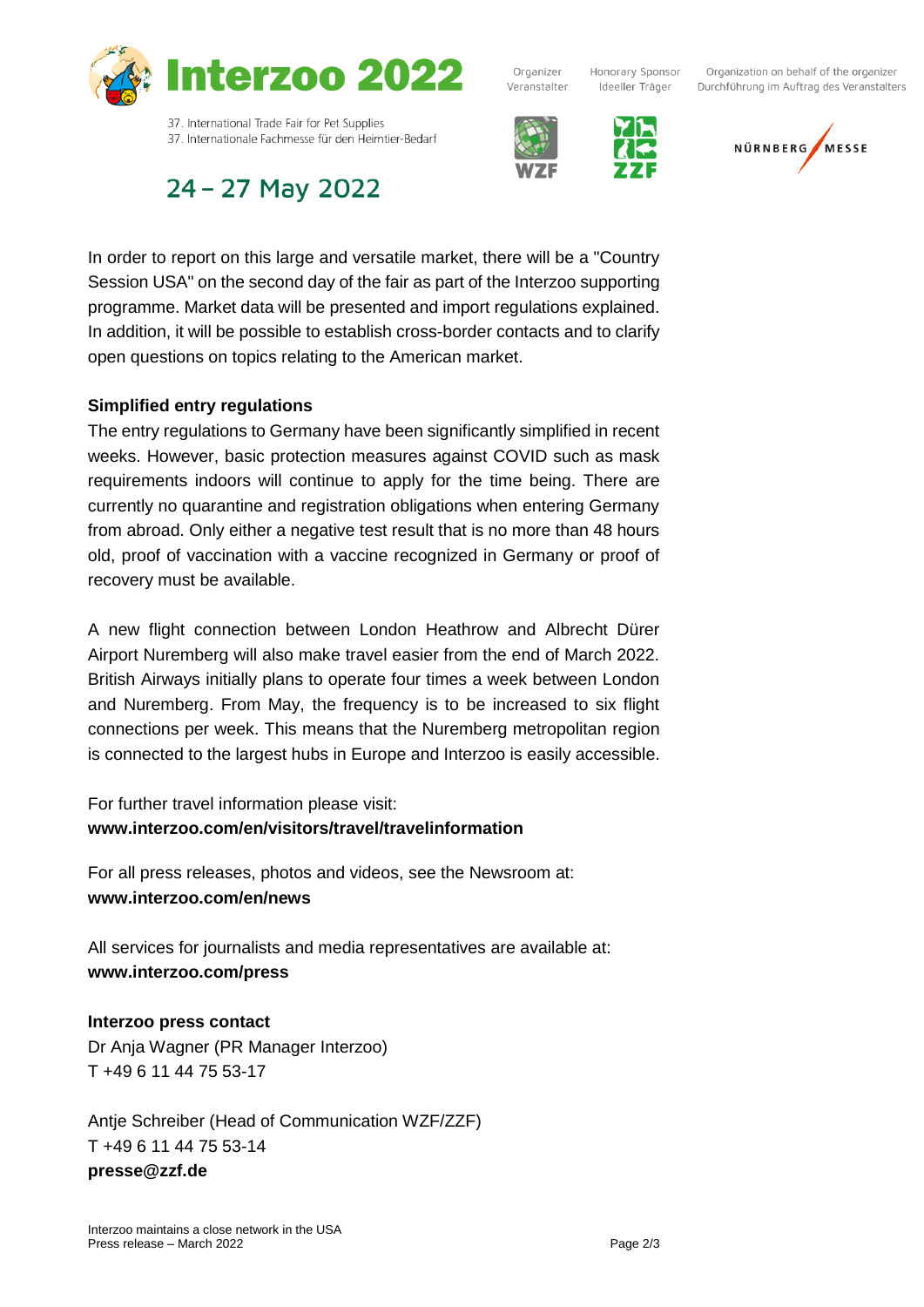In order to report on this large and versatile market, there will be a "Country Session USA" on the second day of the fair as part of the Interzoo supporting programme. Market data will be presented and import regulations explained. In addition, it will be possible to establish cross-border contacts and to clarify open questions on topics relating to the American market.

**Simplified entry regulations**

The entry regulations to Germany have been significantly simplified in recent weeks. However, basic protection measures against COVID such as mask requirements indoors will continue to apply for the time being. There are currently no quarantine and registration obligations when entering Germany from abroad. Only either a negative test result that is no more than 48 hours old, proof of vaccination with a vaccine recognized in Germany or proof of recovery must be available.

A new flight connection between London Heathrow and Albrecht Dürer Airport Nuremberg will also make travel easier from the end of March 2022. British Airways initially plans to operate four times a week between London and Nuremberg. From May, the frequency is to be increased to six flight connections per week. This means that the Nuremberg metropolitan region is connected to the largest hubs in Europe and Interzoo is easily accessible.

For further travel information please visit:
**www.interzoo.com/en/visitors/travel/travelinformation**

For all press releases, photos and videos, see the Newsroom at:
**www.interzoo.com/en/news**

All services for journalists and media representatives are available at:
**www.interzoo.com/press**

**Interzoo press contact**
Dr Anja Wagner (PR Manager Interzoo)
T +49 6 11 44 75 53-17

Antje Schreiber (Head of Communication WZF/ZZF)
T +49 6 11 44 75 53-14
**presse@zzf.de**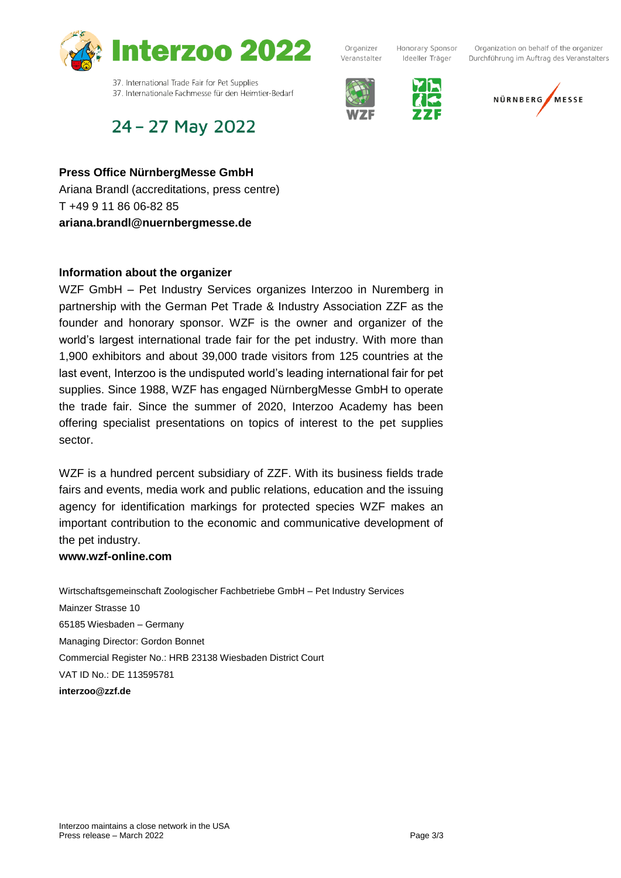# Interzoo 2022

37. International Trade Fair for Pet Supplies
37. Internationale Fachmesse für den Heimtier-Bedarf

## 24 – 27 May 2022

Organizer / Veranstalter: WZF
Honorary Sponsor / Ideeller Träger: ZZF
Organization on behalf of the organizer / Durchführung im Auftrag des Veranstalters: NÜRNBERG MESSE

**Press Office NürnbergMesse GmbH**
Ariana Brandl (accreditations, press centre)
T +49 9 11 86 06-82 85
**ariana.brandl@nuernbergmesse.de**

**Information about the organizer**

WZF GmbH – Pet Industry Services organizes Interzoo in Nuremberg in partnership with the German Pet Trade & Industry Association ZZF as the founder and honorary sponsor. WZF is the owner and organizer of the world's largest international trade fair for the pet industry. With more than 1,900 exhibitors and about 39,000 trade visitors from 125 countries at the last event, Interzoo is the undisputed world's leading international fair for pet supplies. Since 1988, WZF has engaged NürnbergMesse GmbH to operate the trade fair. Since the summer of 2020, Interzoo Academy has been offering specialist presentations on topics of interest to the pet supplies sector.

WZF is a hundred percent subsidiary of ZZF. With its business fields trade fairs and events, media work and public relations, education and the issuing agency for identification markings for protected species WZF makes an important contribution to the economic and communicative development of the pet industry.
**www.wzf-online.com**

Wirtschaftsgemeinschaft Zoologischer Fachbetriebe GmbH – Pet Industry Services
Mainzer Strasse 10
65185 Wiesbaden – Germany
Managing Director: Gordon Bonnet
Commercial Register No.: HRB 23138 Wiesbaden District Court
VAT ID No.: DE 113595781
**interzoo@zzf.de**